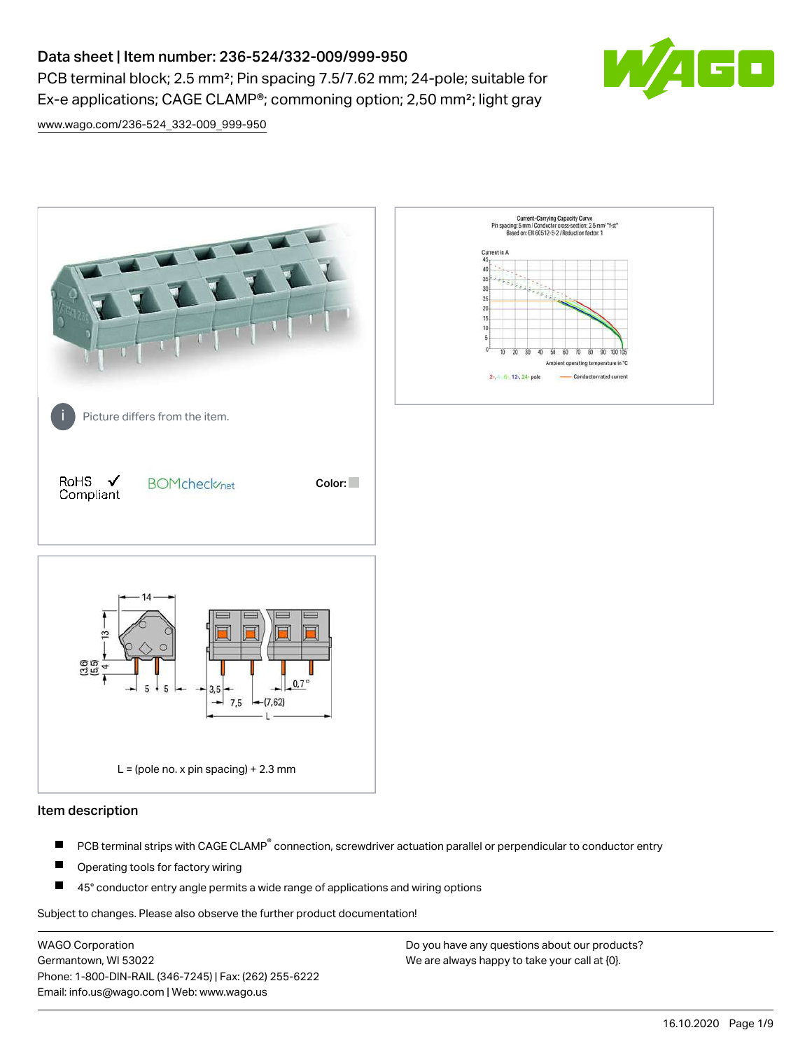# Data sheet | Item number: 236-524/332-009/999-950

PCB terminal block; 2.5 mm²; Pin spacing 7.5/7.62 mm; 24-pole; suitable for Ex-e applications; CAGE CLAMP®; commoning option; 2,50 mm²; light gray

www.wago.com/236-524_332-009_999-950

Picture differs from the item.

RoHS ✓ Compliant

BOMcheck.net

Color:

L = (pole no. x pin spacing) + 2.3 mm

## Item description

- PCB terminal strips with CAGE CLAMP® connection, screwdriver actuation parallel or perpendicular to conductor entry
- Operating tools for factory wiring
- 45° conductor entry angle permits a wide range of applications and wiring options

Subject to changes. Please also observe the further product documentation!

WAGO Corporation
Germantown, WI 53022
Phone: 1-800-DIN-RAIL (346-7245) | Fax: (262) 255-6222
Email: info.us@wago.com | Web: www.wago.us

Do you have any questions about our products?
We are always happy to take your call at {0}.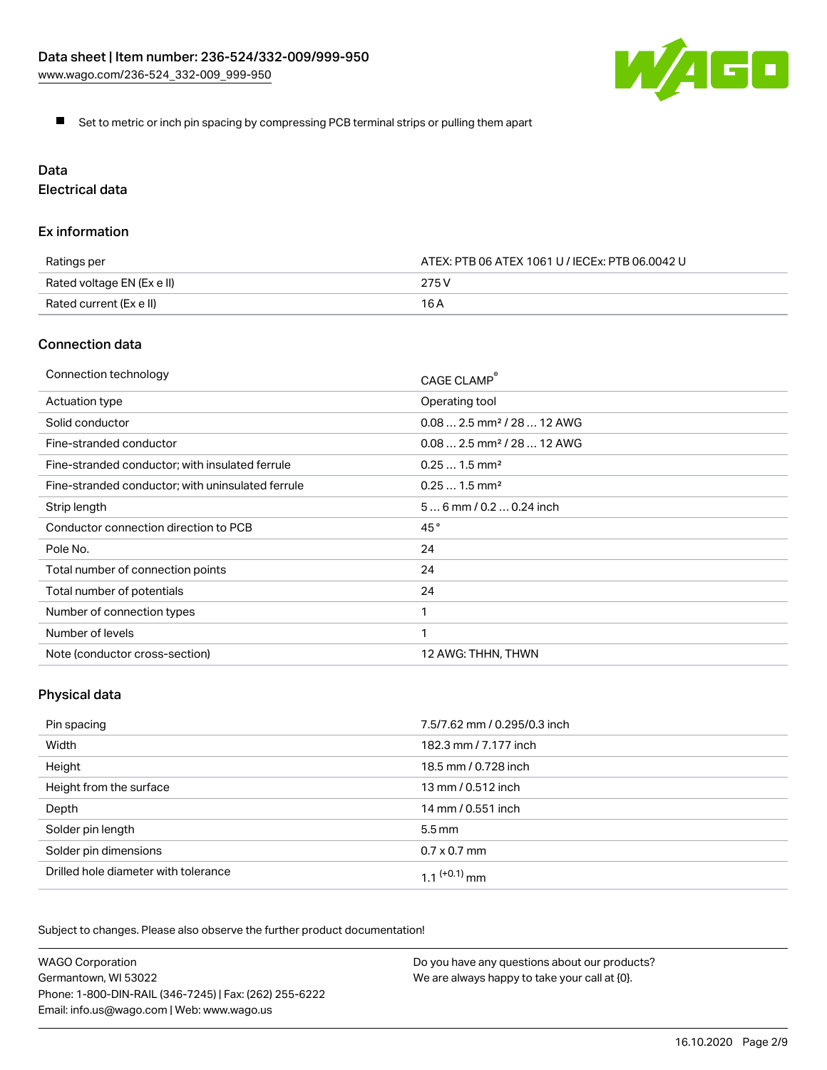- Set to metric or inch pin spacing by compressing PCB terminal strips or pulling them apart

## Data

### Electrical data

#### Ex information

| | |
|---|---|
| Ratings per | ATEX: PTB 06 ATEX 1061 U / IECEx: PTB 06.0042 U |
| Rated voltage EN (Ex e II) | 275 V |
| Rated current (Ex e II) | 16 A |

#### Connection data

| | |
|---|---|
| Connection technology | CAGE CLAMP® |
| Actuation type | Operating tool |
| Solid conductor | 0.08 … 2.5 mm² / 28 … 12 AWG |
| Fine-stranded conductor | 0.08 … 2.5 mm² / 28 … 12 AWG |
| Fine-stranded conductor; with insulated ferrule | 0.25 … 1.5 mm² |
| Fine-stranded conductor; with uninsulated ferrule | 0.25 … 1.5 mm² |
| Strip length | 5 … 6 mm / 0.2 … 0.24 inch |
| Conductor connection direction to PCB | 45 ° |
| Pole No. | 24 |
| Total number of connection points | 24 |
| Total number of potentials | 24 |
| Number of connection types | 1 |
| Number of levels | 1 |
| Note (conductor cross-section) | 12 AWG: THHN, THWN |

#### Physical data

| | |
|---|---|
| Pin spacing | 7.5/7.62 mm / 0.295/0.3 inch |
| Width | 182.3 mm / 7.177 inch |
| Height | 18.5 mm / 0.728 inch |
| Height from the surface | 13 mm / 0.512 inch |
| Depth | 14 mm / 0.551 inch |
| Solder pin length | 5.5 mm |
| Solder pin dimensions | 0.7 x 0.7 mm |
| Drilled hole diameter with tolerance | 1.1 $^{(+0.1)}$ mm |

Subject to changes. Please also observe the further product documentation!

WAGO Corporation
Germantown, WI 53022
Phone: 1-800-DIN-RAIL (346-7245) | Fax: (262) 255-6222
Email: info.us@wago.com | Web: www.wago.us

Do you have any questions about our products?
We are always happy to take your call at {0}.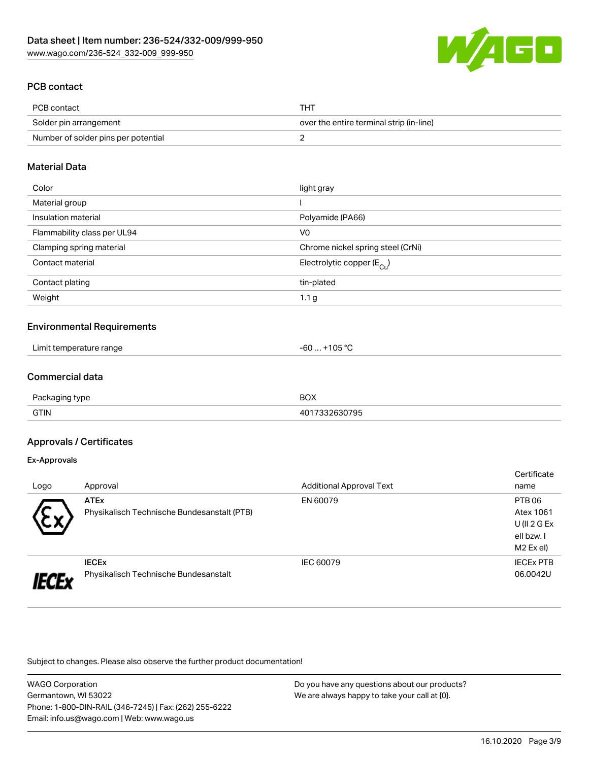## PCB contact

| PCB contact | THT |
|---|---|
| Solder pin arrangement | over the entire terminal strip (in-line) |
| Number of solder pins per potential | 2 |

## Material Data

| Color | light gray |
|---|---|
| Material group | I |
| Insulation material | Polyamide (PA66) |
| Flammability class per UL94 | V0 |
| Clamping spring material | Chrome nickel spring steel (CrNi) |
| Contact material | Electrolytic copper ($E_{Cu}$) |
| Contact plating | tin-plated |
| Weight | 1.1 g |

## Environmental Requirements

| Limit temperature range | -60 … +105 °C |
|---|---|

## Commercial data

| Packaging type | BOX |
|---|---|
| GTIN | 4017332630795 |

## Approvals / Certificates

### Ex-Approvals

| Logo | Approval | Additional Approval Text | Certificate name |
|---|---|---|---|
| | **ATEx** Physikalisch Technische Bundesanstalt (PTB) | EN 60079 | PTB 06 Atex 1061 U (II 2 G Ex ell bzw. I M2 Ex el) |
| | **IECEx** Physikalisch Technische Bundesanstalt | IEC 60079 | IECEx PTB 06.0042U |

Subject to changes. Please also observe the further product documentation!

WAGO Corporation
Germantown, WI 53022
Phone: 1-800-DIN-RAIL (346-7245) | Fax: (262) 255-6222
Email: info.us@wago.com | Web: www.wago.us

Do you have any questions about our products?
We are always happy to take your call at {0}.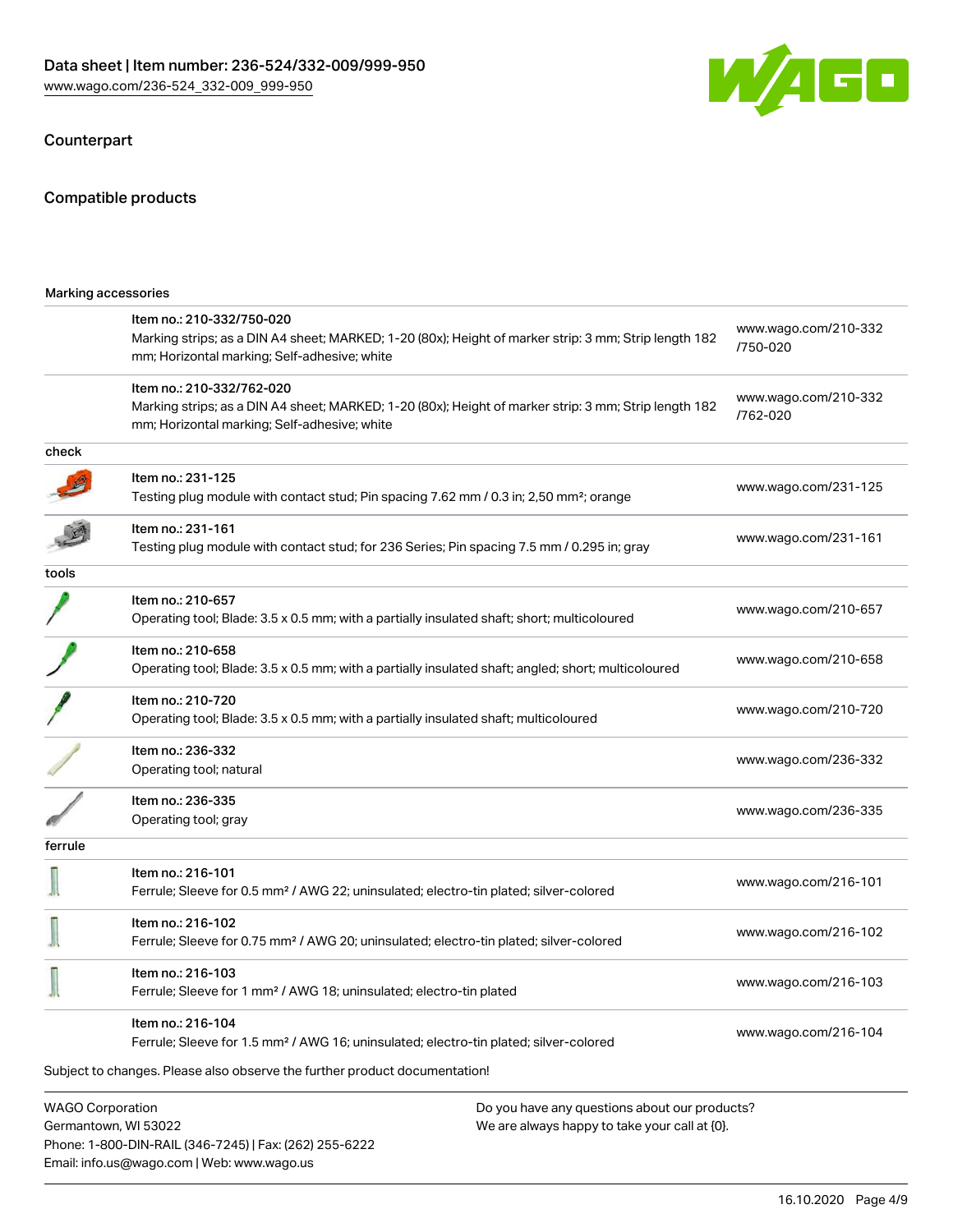## Counterpart

## Compatible products

| Marking accessories | | |
|---|---|---|
| | Item no.: 210-332/750-020<br>Marking strips; as a DIN A4 sheet; MARKED; 1-20 (80x); Height of marker strip: 3 mm; Strip length 182 mm; Horizontal marking; Self-adhesive; white | www.wago.com/210-332/750-020 |
| | Item no.: 210-332/762-020<br>Marking strips; as a DIN A4 sheet; MARKED; 1-20 (80x); Height of marker strip: 3 mm; Strip length 182 mm; Horizontal marking; Self-adhesive; white | www.wago.com/210-332/762-020 |
| check | | |
| | Item no.: 231-125<br>Testing plug module with contact stud; Pin spacing 7.62 mm / 0.3 in; 2,50 mm²; orange | www.wago.com/231-125 |
| | Item no.: 231-161<br>Testing plug module with contact stud; for 236 Series; Pin spacing 7.5 mm / 0.295 in; gray | www.wago.com/231-161 |
| tools | | |
| | Item no.: 210-657<br>Operating tool; Blade: 3.5 x 0.5 mm; with a partially insulated shaft; short; multicoloured | www.wago.com/210-657 |
| | Item no.: 210-658<br>Operating tool; Blade: 3.5 x 0.5 mm; with a partially insulated shaft; angled; short; multicoloured | www.wago.com/210-658 |
| | Item no.: 210-720<br>Operating tool; Blade: 3.5 x 0.5 mm; with a partially insulated shaft; multicoloured | www.wago.com/210-720 |
| | Item no.: 236-332<br>Operating tool; natural | www.wago.com/236-332 |
| | Item no.: 236-335<br>Operating tool; gray | www.wago.com/236-335 |
| ferrule | | |
| | Item no.: 216-101<br>Ferrule; Sleeve for 0.5 mm² / AWG 22; uninsulated; electro-tin plated; silver-colored | www.wago.com/216-101 |
| | Item no.: 216-102<br>Ferrule; Sleeve for 0.75 mm² / AWG 20; uninsulated; electro-tin plated; silver-colored | www.wago.com/216-102 |
| | Item no.: 216-103<br>Ferrule; Sleeve for 1 mm² / AWG 18; uninsulated; electro-tin plated | www.wago.com/216-103 |
| | Item no.: 216-104<br>Ferrule; Sleeve for 1.5 mm² / AWG 16; uninsulated; electro-tin plated; silver-colored | www.wago.com/216-104 |

Subject to changes. Please also observe the further product documentation!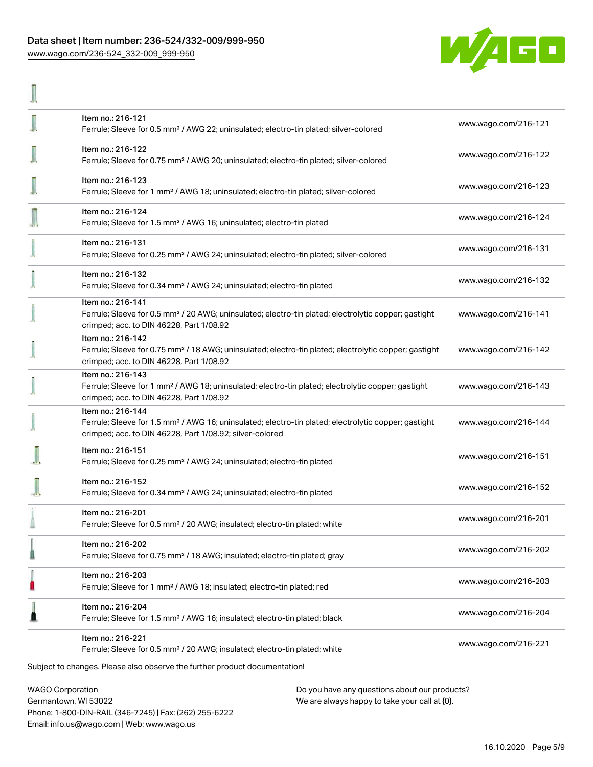| | | |
|---|---|---|
| | Item no.: 216-121<br>Ferrule; Sleeve for 0.5 mm² / AWG 22; uninsulated; electro-tin plated; silver-colored | www.wago.com/216-121 |
| | Item no.: 216-122<br>Ferrule; Sleeve for 0.75 mm² / AWG 20; uninsulated; electro-tin plated; silver-colored | www.wago.com/216-122 |
| | Item no.: 216-123<br>Ferrule; Sleeve for 1 mm² / AWG 18; uninsulated; electro-tin plated; silver-colored | www.wago.com/216-123 |
| | Item no.: 216-124<br>Ferrule; Sleeve for 1.5 mm² / AWG 16; uninsulated; electro-tin plated | www.wago.com/216-124 |
| | Item no.: 216-131<br>Ferrule; Sleeve for 0.25 mm² / AWG 24; uninsulated; electro-tin plated; silver-colored | www.wago.com/216-131 |
| | Item no.: 216-132<br>Ferrule; Sleeve for 0.34 mm² / AWG 24; uninsulated; electro-tin plated | www.wago.com/216-132 |
| | Item no.: 216-141<br>Ferrule; Sleeve for 0.5 mm² / 20 AWG; uninsulated; electro-tin plated; electrolytic copper; gastight crimped; acc. to DIN 46228, Part 1/08.92 | www.wago.com/216-141 |
| | Item no.: 216-142<br>Ferrule; Sleeve for 0.75 mm² / 18 AWG; uninsulated; electro-tin plated; electrolytic copper; gastight crimped; acc. to DIN 46228, Part 1/08.92 | www.wago.com/216-142 |
| | Item no.: 216-143<br>Ferrule; Sleeve for 1 mm² / AWG 18; uninsulated; electro-tin plated; electrolytic copper; gastight crimped; acc. to DIN 46228, Part 1/08.92 | www.wago.com/216-143 |
| | Item no.: 216-144<br>Ferrule; Sleeve for 1.5 mm² / AWG 16; uninsulated; electro-tin plated; electrolytic copper; gastight crimped; acc. to DIN 46228, Part 1/08.92; silver-colored | www.wago.com/216-144 |
| | Item no.: 216-151<br>Ferrule; Sleeve for 0.25 mm² / AWG 24; uninsulated; electro-tin plated | www.wago.com/216-151 |
| | Item no.: 216-152<br>Ferrule; Sleeve for 0.34 mm² / AWG 24; uninsulated; electro-tin plated | www.wago.com/216-152 |
| | Item no.: 216-201<br>Ferrule; Sleeve for 0.5 mm² / 20 AWG; insulated; electro-tin plated; white | www.wago.com/216-201 |
| | Item no.: 216-202<br>Ferrule; Sleeve for 0.75 mm² / 18 AWG; insulated; electro-tin plated; gray | www.wago.com/216-202 |
| | Item no.: 216-203<br>Ferrule; Sleeve for 1 mm² / AWG 18; insulated; electro-tin plated; red | www.wago.com/216-203 |
| | Item no.: 216-204<br>Ferrule; Sleeve for 1.5 mm² / AWG 16; insulated; electro-tin plated; black | www.wago.com/216-204 |
| | Item no.: 216-221<br>Ferrule; Sleeve for 0.5 mm² / 20 AWG; insulated; electro-tin plated; white | www.wago.com/216-221 |

Subject to changes. Please also observe the further product documentation!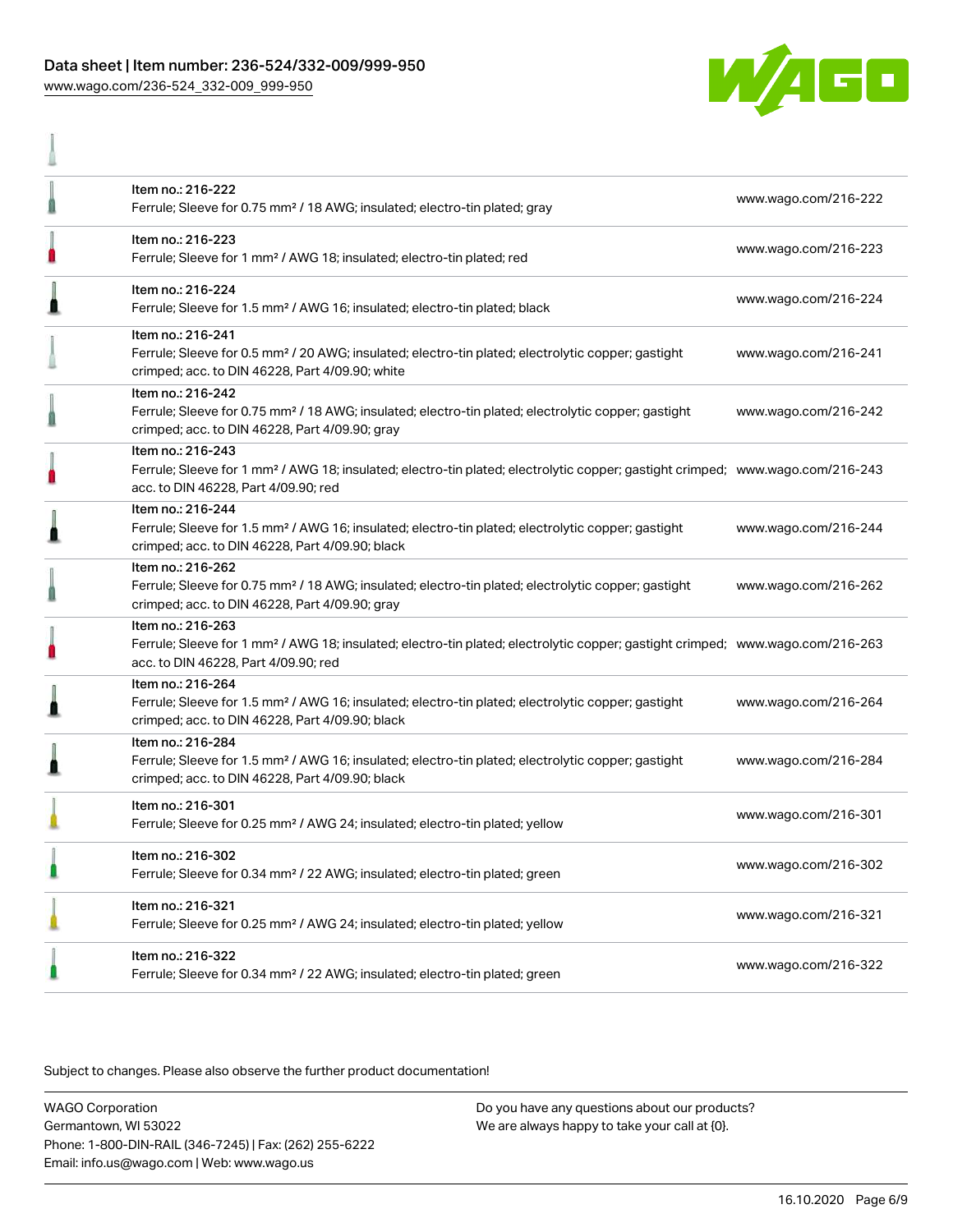| | | |
|---|---|---|
| Item no.: 216-222<br>Ferrule; Sleeve for 0.75 mm² / 18 AWG; insulated; electro-tin plated; gray | www.wago.com/216-222 |
| Item no.: 216-223<br>Ferrule; Sleeve for 1 mm² / AWG 18; insulated; electro-tin plated; red | www.wago.com/216-223 |
| Item no.: 216-224<br>Ferrule; Sleeve for 1.5 mm² / AWG 16; insulated; electro-tin plated; black | www.wago.com/216-224 |
| Item no.: 216-241<br>Ferrule; Sleeve for 0.5 mm² / 20 AWG; insulated; electro-tin plated; electrolytic copper; gastight crimped; acc. to DIN 46228, Part 4/09.90; white | www.wago.com/216-241 |
| Item no.: 216-242<br>Ferrule; Sleeve for 0.75 mm² / 18 AWG; insulated; electro-tin plated; electrolytic copper; gastight crimped; acc. to DIN 46228, Part 4/09.90; gray | www.wago.com/216-242 |
| Item no.: 216-243<br>Ferrule; Sleeve for 1 mm² / AWG 18; insulated; electro-tin plated; electrolytic copper; gastight crimped; acc. to DIN 46228, Part 4/09.90; red | www.wago.com/216-243 |
| Item no.: 216-244<br>Ferrule; Sleeve for 1.5 mm² / AWG 16; insulated; electro-tin plated; electrolytic copper; gastight crimped; acc. to DIN 46228, Part 4/09.90; black | www.wago.com/216-244 |
| Item no.: 216-262<br>Ferrule; Sleeve for 0.75 mm² / 18 AWG; insulated; electro-tin plated; electrolytic copper; gastight crimped; acc. to DIN 46228, Part 4/09.90; gray | www.wago.com/216-262 |
| Item no.: 216-263<br>Ferrule; Sleeve for 1 mm² / AWG 18; insulated; electro-tin plated; electrolytic copper; gastight crimped; acc. to DIN 46228, Part 4/09.90; red | www.wago.com/216-263 |
| Item no.: 216-264<br>Ferrule; Sleeve for 1.5 mm² / AWG 16; insulated; electro-tin plated; electrolytic copper; gastight crimped; acc. to DIN 46228, Part 4/09.90; black | www.wago.com/216-264 |
| Item no.: 216-284<br>Ferrule; Sleeve for 1.5 mm² / AWG 16; insulated; electro-tin plated; electrolytic copper; gastight crimped; acc. to DIN 46228, Part 4/09.90; black | www.wago.com/216-284 |
| Item no.: 216-301<br>Ferrule; Sleeve for 0.25 mm² / AWG 24; insulated; electro-tin plated; yellow | www.wago.com/216-301 |
| Item no.: 216-302<br>Ferrule; Sleeve for 0.34 mm² / 22 AWG; insulated; electro-tin plated; green | www.wago.com/216-302 |
| Item no.: 216-321<br>Ferrule; Sleeve for 0.25 mm² / AWG 24; insulated; electro-tin plated; yellow | www.wago.com/216-321 |
| Item no.: 216-322<br>Ferrule; Sleeve for 0.34 mm² / 22 AWG; insulated; electro-tin plated; green | www.wago.com/216-322 |

Subject to changes. Please also observe the further product documentation!

WAGO Corporation
Germantown, WI 53022
Phone: 1-800-DIN-RAIL (346-7245) | Fax: (262) 255-6222
Email: info.us@wago.com | Web: www.wago.us

Do you have any questions about our products?
We are always happy to take your call at {0}.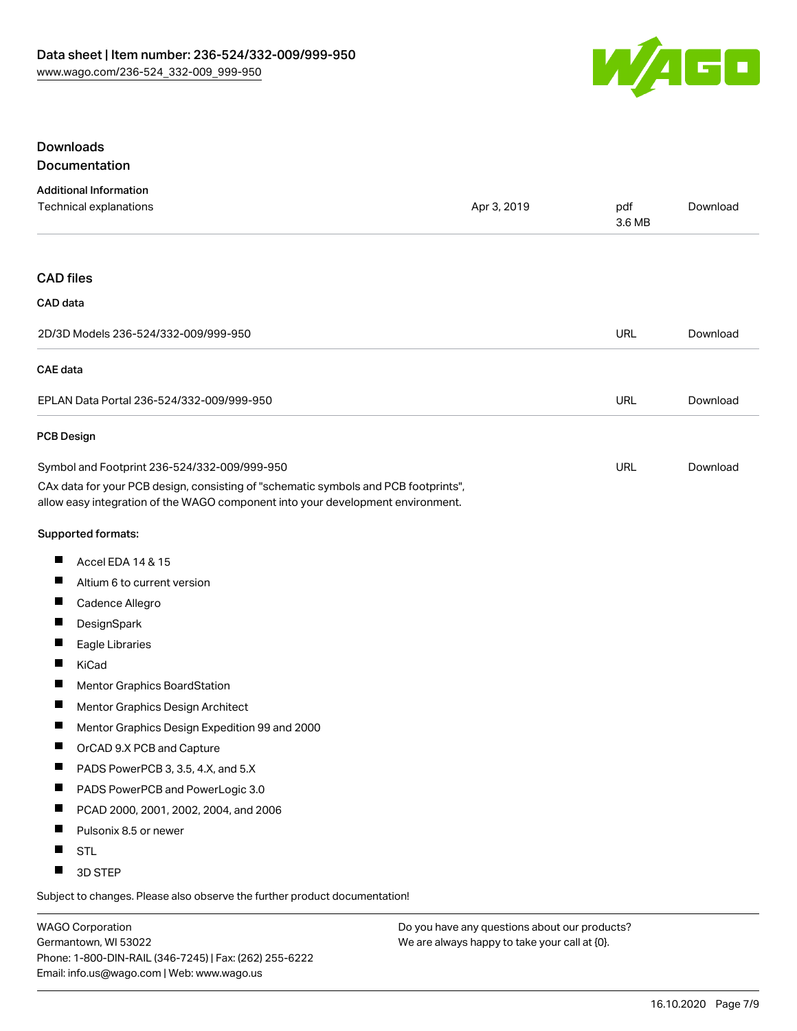## Downloads

### Documentation

**Additional Information**

| Technical explanations | Apr 3, 2019 | pdf 3.6 MB | Download |
|---|---|---|---|

### CAD files

**CAD data**

| 2D/3D Models 236-524/332-009/999-950 | URL | Download |
|---|---|---|

**CAE data**

| EPLAN Data Portal 236-524/332-009/999-950 | URL | Download |
|---|---|---|

**PCB Design**

| Symbol and Footprint 236-524/332-009/999-950 | URL | Download |
|---|---|---|

CAx data for your PCB design, consisting of "schematic symbols and PCB footprints", allow easy integration of the WAGO component into your development environment.

Supported formats:

- Accel EDA 14 & 15
- Altium 6 to current version
- Cadence Allegro
- DesignSpark
- Eagle Libraries
- KiCad
- Mentor Graphics BoardStation
- Mentor Graphics Design Architect
- Mentor Graphics Design Expedition 99 and 2000
- OrCAD 9.X PCB and Capture
- PADS PowerPCB 3, 3.5, 4.X, and 5.X
- PADS PowerPCB and PowerLogic 3.0
- PCAD 2000, 2001, 2002, 2004, and 2006
- Pulsonix 8.5 or newer
- STL
- 3D STEP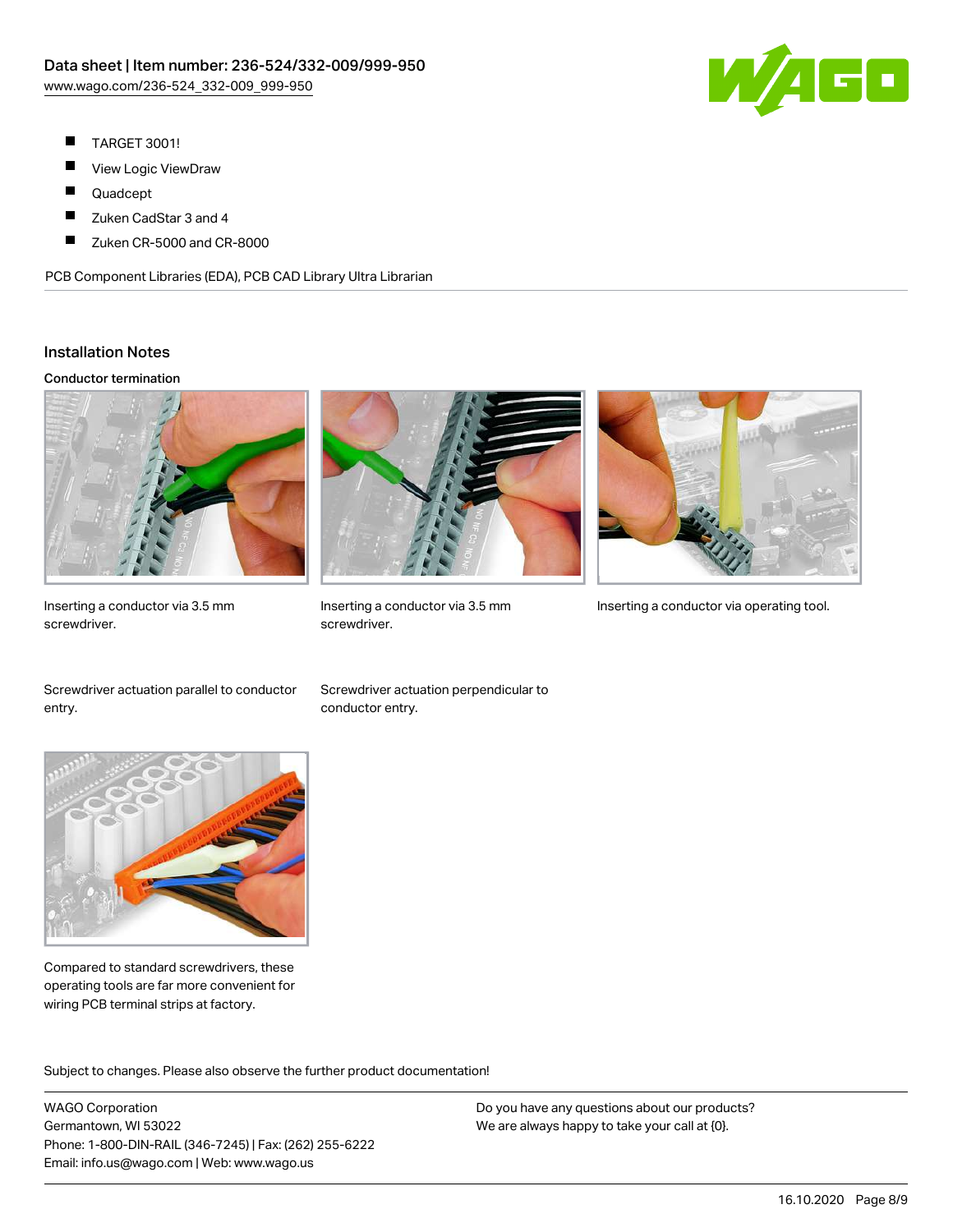- TARGET 3001!
- View Logic ViewDraw
- Quadcept
- Zuken CadStar 3 and 4
- Zuken CR-5000 and CR-8000

PCB Component Libraries (EDA), PCB CAD Library Ultra Librarian

## Installation Notes

### Conductor termination

Inserting a conductor via 3.5 mm screwdriver.

Inserting a conductor via 3.5 mm screwdriver.

Inserting a conductor via operating tool.

Screwdriver actuation parallel to conductor entry.

Screwdriver actuation perpendicular to conductor entry.

Compared to standard screwdrivers, these operating tools are far more convenient for wiring PCB terminal strips at factory.

Subject to changes. Please also observe the further product documentation!

WAGO Corporation
Germantown, WI 53022
Phone: 1-800-DIN-RAIL (346-7245) | Fax: (262) 255-6222
Email: info.us@wago.com | Web: www.wago.us

Do you have any questions about our products?
We are always happy to take your call at {0}.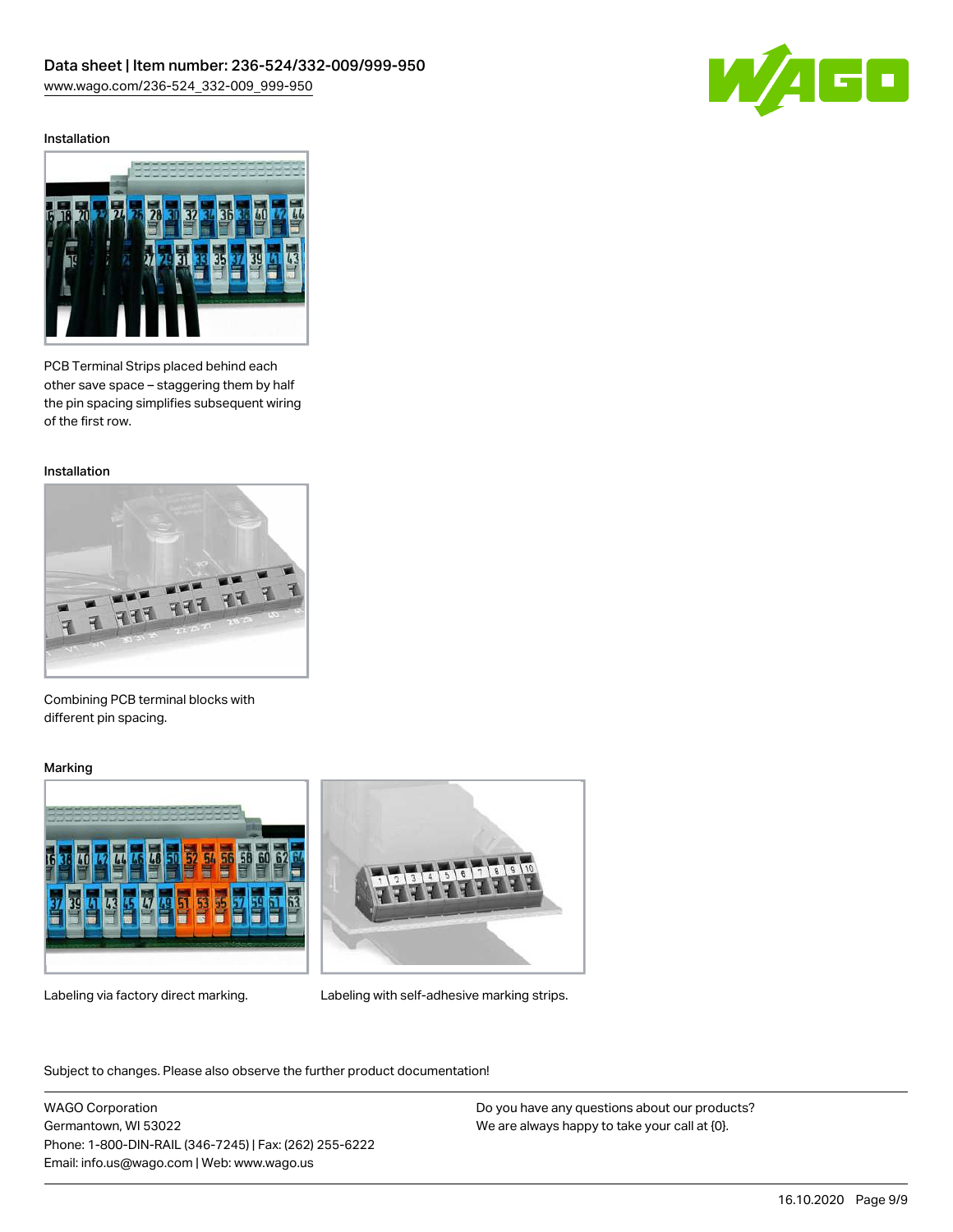Installation

PCB Terminal Strips placed behind each other save space – staggering them by half the pin spacing simplifies subsequent wiring of the first row.

Installation

Combining PCB terminal blocks with different pin spacing.

Marking

Labeling via factory direct marking.

Labeling with self-adhesive marking strips.

Subject to changes. Please also observe the further product documentation!

WAGO Corporation
Germantown, WI 53022
Phone: 1-800-DIN-RAIL (346-7245) | Fax: (262) 255-6222
Email: info.us@wago.com | Web: www.wago.us

Do you have any questions about our products?
We are always happy to take your call at {0}.